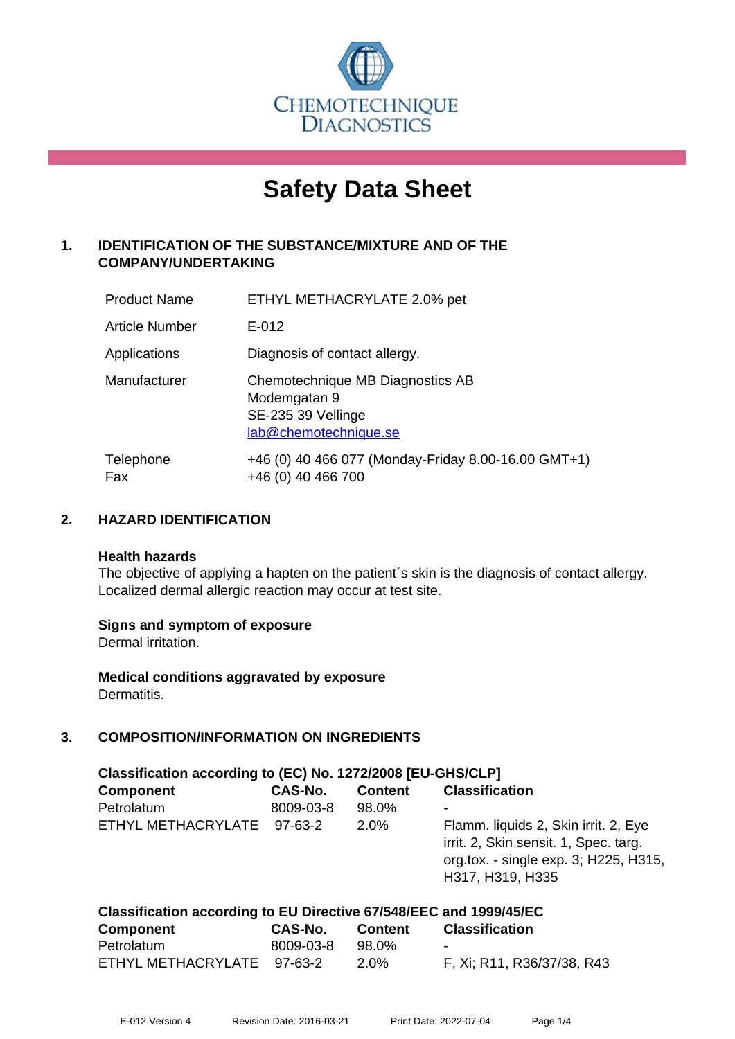CHEMOTECHNIQUE DIAGNOSTICS

# Safety Data Sheet

## 1. IDENTIFICATION OF THE SUBSTANCE/MIXTURE AND OF THE COMPANY/UNDERTAKING

| | |
|---|---|
| Product Name | ETHYL METHACRYLATE 2.0% pet |
| Article Number | E-012 |
| Applications | Diagnosis of contact allergy. |
| Manufacturer | Chemotechnique MB Diagnostics AB<br>Modemgatan 9<br>SE-235 39 Vellinge<br>lab@chemotechnique.se |
| Telephone<br>Fax | +46 (0) 40 466 077 (Monday-Friday 8.00-16.00 GMT+1)<br>+46 (0) 40 466 700 |

## 2. HAZARD IDENTIFICATION

**Health hazards**
The objective of applying a hapten on the patient´s skin is the diagnosis of contact allergy. Localized dermal allergic reaction may occur at test site.

**Signs and symptom of exposure**
Dermal irritation.

**Medical conditions aggravated by exposure**
Dermatitis.

## 3. COMPOSITION/INFORMATION ON INGREDIENTS

**Classification according to (EC) No. 1272/2008 [EU-GHS/CLP]**

| Component | CAS-No. | Content | Classification |
|---|---|---|---|
| Petrolatum | 8009-03-8 | 98.0% | - |
| ETHYL METHACRYLATE | 97-63-2 | 2.0% | Flamm. liquids 2, Skin irrit. 2, Eye irrit. 2, Skin sensit. 1, Spec. targ. org.tox. - single exp. 3; H225, H315, H317, H319, H335 |

**Classification according to EU Directive 67/548/EEC and 1999/45/EC**

| Component | CAS-No. | Content | Classification |
|---|---|---|---|
| Petrolatum | 8009-03-8 | 98.0% | - |
| ETHYL METHACRYLATE | 97-63-2 | 2.0% | F, Xi; R11, R36/37/38, R43 |

E-012 Version 4 Revision Date: 2016-03-21 Print Date: 2022-07-04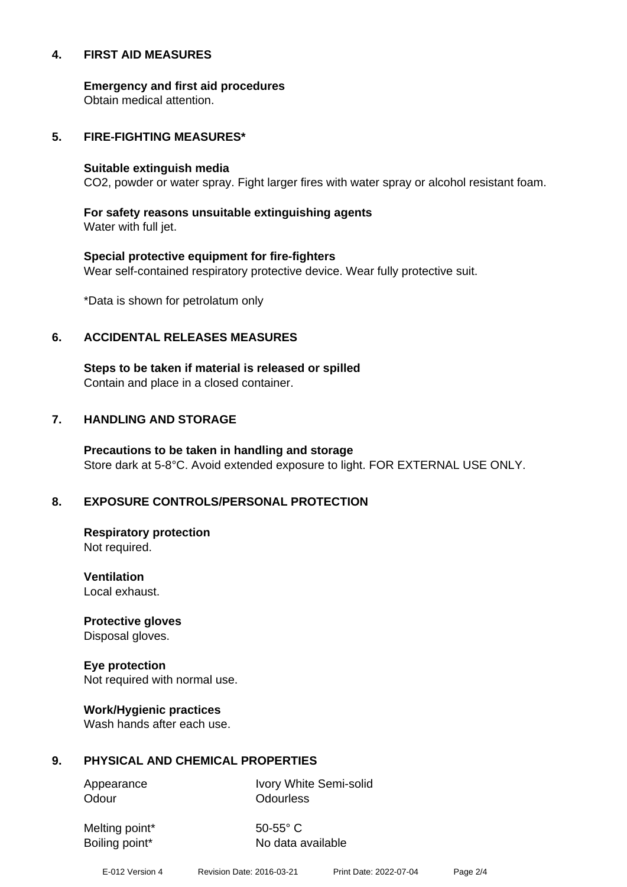## 4. FIRST AID MEASURES

**Emergency and first aid procedures**
Obtain medical attention.

## 5. FIRE-FIGHTING MEASURES*

**Suitable extinguish media**
$CO_2$, powder or water spray. Fight larger fires with water spray or alcohol resistant foam.

**For safety reasons unsuitable extinguishing agents**
Water with full jet.

**Special protective equipment for fire-fighters**
Wear self-contained respiratory protective device. Wear fully protective suit.

*Data is shown for petrolatum only

## 6. ACCIDENTAL RELEASES MEASURES

**Steps to be taken if material is released or spilled**
Contain and place in a closed container.

## 7. HANDLING AND STORAGE

**Precautions to be taken in handling and storage**
Store dark at 5-8°C. Avoid extended exposure to light. FOR EXTERNAL USE ONLY.

## 8. EXPOSURE CONTROLS/PERSONAL PROTECTION

**Respiratory protection**
Not required.

**Ventilation**
Local exhaust.

**Protective gloves**
Disposal gloves.

**Eye protection**
Not required with normal use.

**Work/Hygienic practices**
Wash hands after each use.

## 9. PHYSICAL AND CHEMICAL PROPERTIES

| | |
|---|---|
| Appearance | Ivory White Semi-solid |
| Odour | Odourless |
| Melting point* | 50-55° C |
| Boiling point* | No data available |

E-012 Version 4 Revision Date: 2016-03-21 Print Date: 2022-07-04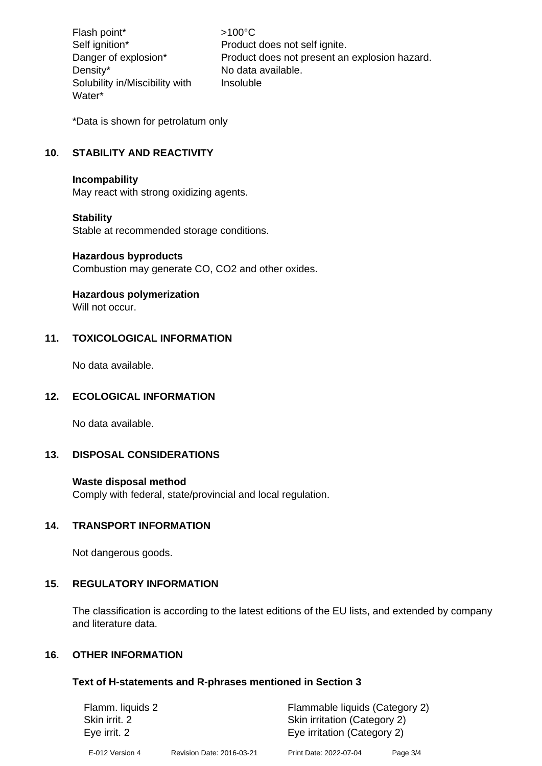| | |
|---|---|
| Flash point* | >100°C |
| Self ignition* | Product does not self ignite. |
| Danger of explosion* | Product does not present an explosion hazard. |
| Density* | No data available. |
| Solubility in/Miscibility with Water* | Insoluble |

*Data is shown for petrolatum only

## 10. STABILITY AND REACTIVITY

**Incompability**
May react with strong oxidizing agents.

**Stability**
Stable at recommended storage conditions.

**Hazardous byproducts**
Combustion may generate CO, $CO_2$ and other oxides.

**Hazardous polymerization**
Will not occur.

## 11. TOXICOLOGICAL INFORMATION

No data available.

## 12. ECOLOGICAL INFORMATION

No data available.

## 13. DISPOSAL CONSIDERATIONS

**Waste disposal method**
Comply with federal, state/provincial and local regulation.

## 14. TRANSPORT INFORMATION

Not dangerous goods.

## 15. REGULATORY INFORMATION

The classification is according to the latest editions of the EU lists, and extended by company and literature data.

## 16. OTHER INFORMATION

### Text of H-statements and R-phrases mentioned in Section 3

| | |
|---|---|
| Flamm. liquids 2 | Flammable liquids (Category 2) |
| Skin irrit. 2 | Skin irritation (Category 2) |
| Eye irrit. 2 | Eye irritation (Category 2) |

E-012 Version 4 Revision Date: 2016-03-21 Print Date: 2022-07-04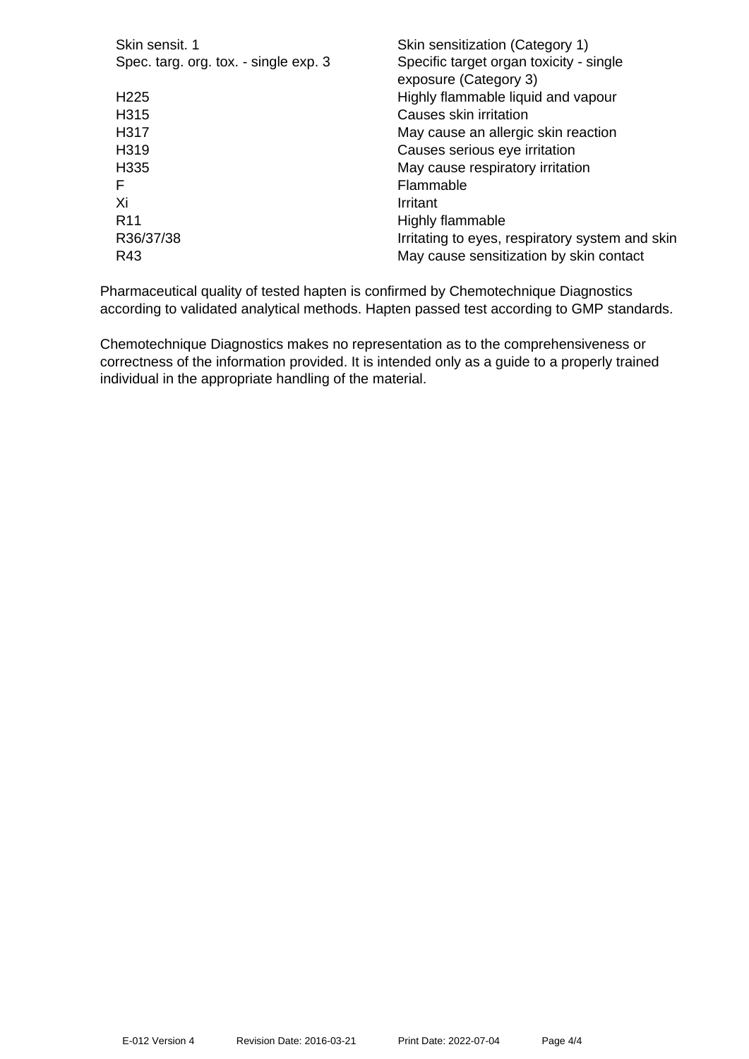| | |
|---|---|
| Skin sensit. 1 | Skin sensitization (Category 1) |
| Spec. targ. org. tox. - single exp. 3 | Specific target organ toxicity - single exposure (Category 3) |
| H225 | Highly flammable liquid and vapour |
| H315 | Causes skin irritation |
| H317 | May cause an allergic skin reaction |
| H319 | Causes serious eye irritation |
| H335 | May cause respiratory irritation |
| F | Flammable |
| Xi | Irritant |
| R11 | Highly flammable |
| R36/37/38 | Irritating to eyes, respiratory system and skin |
| R43 | May cause sensitization by skin contact |

Pharmaceutical quality of tested hapten is confirmed by Chemotechnique Diagnostics according to validated analytical methods. Hapten passed test according to GMP standards.

Chemotechnique Diagnostics makes no representation as to the comprehensiveness or correctness of the information provided. It is intended only as a guide to a properly trained individual in the appropriate handling of the material.